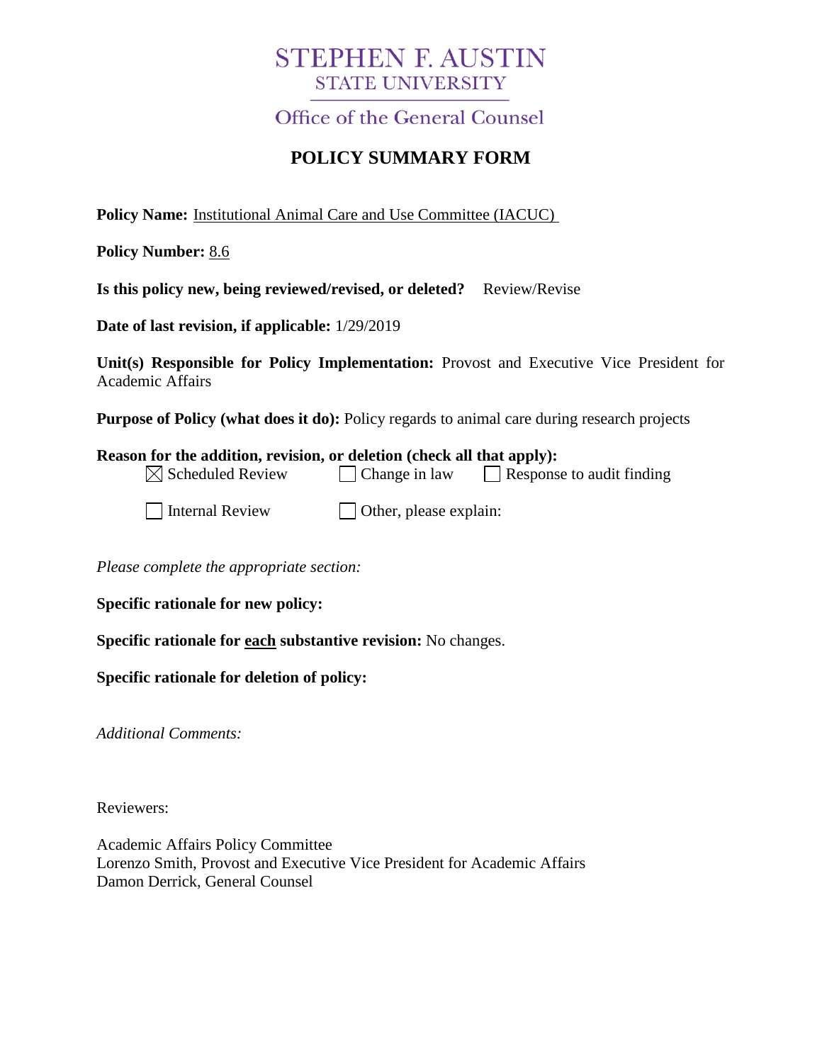# STEPHEN F. AUSTIN
## STATE UNIVERSITY

Office of the General Counsel

## POLICY SUMMARY FORM

**Policy Name:** Institutional Animal Care and Use Committee (IACUC)

**Policy Number:** 8.6

**Is this policy new, being reviewed/revised, or deleted?** Review/Revise

**Date of last revision, if applicable:** 1/29/2019

**Unit(s) Responsible for Policy Implementation:** Provost and Executive Vice President for Academic Affairs

**Purpose of Policy (what does it do):** Policy regards to animal care during research projects

**Reason for the addition, revision, or deletion (check all that apply):**

- [x] Scheduled Review
- [ ] Change in law
- [ ] Response to audit finding
- [ ] Internal Review
- [ ] Other, please explain:

*Please complete the appropriate section:*

**Specific rationale for new policy:**

**Specific rationale for each substantive revision:** No changes.

**Specific rationale for deletion of policy:**

*Additional Comments:*

Reviewers:

Academic Affairs Policy Committee
Lorenzo Smith, Provost and Executive Vice President for Academic Affairs
Damon Derrick, General Counsel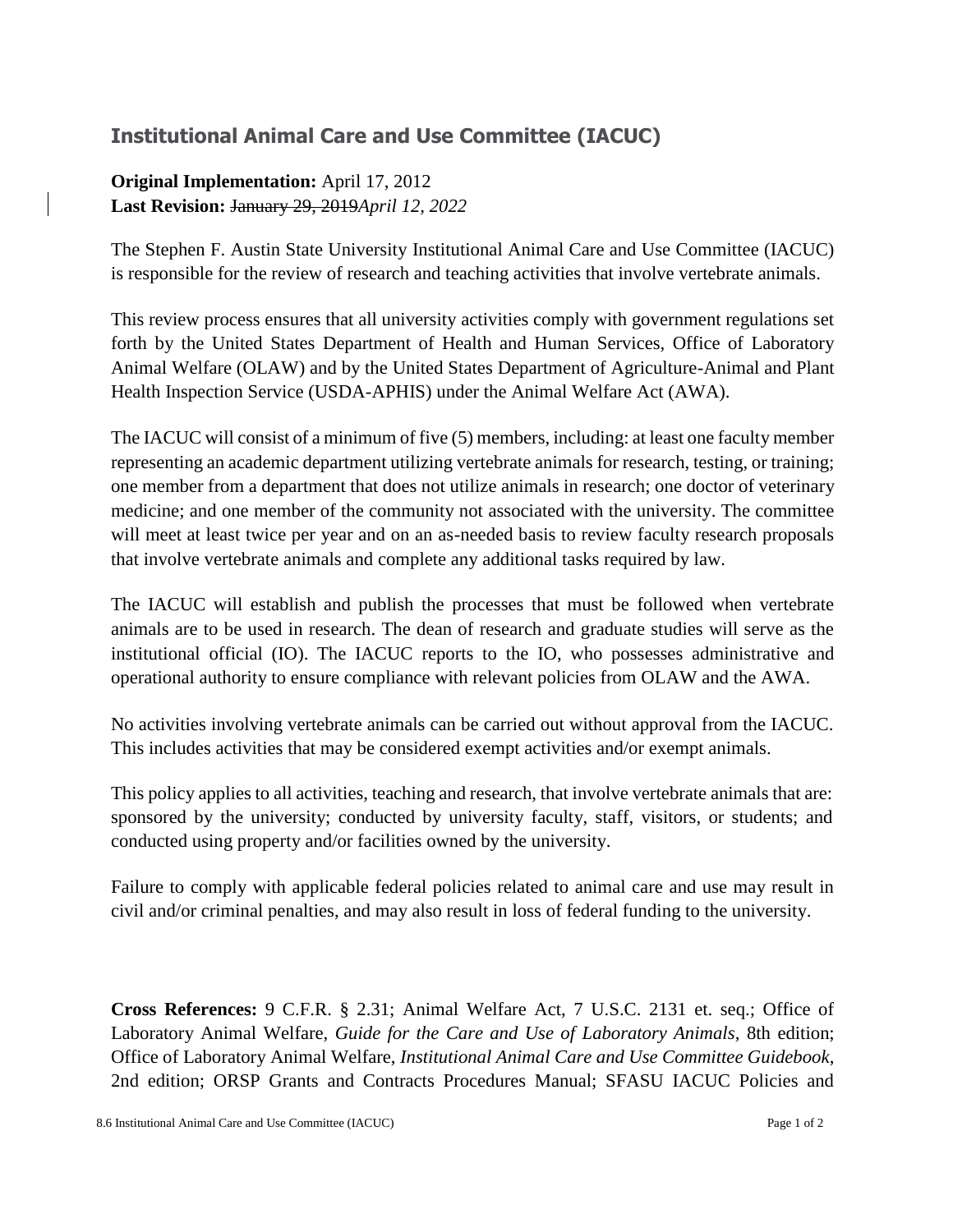## Institutional Animal Care and Use Committee (IACUC)

**Original Implementation:** April 17, 2012
**Last Revision:** ~~January 29, 2019~~*April 12, 2022*

The Stephen F. Austin State University Institutional Animal Care and Use Committee (IACUC) is responsible for the review of research and teaching activities that involve vertebrate animals.

This review process ensures that all university activities comply with government regulations set forth by the United States Department of Health and Human Services, Office of Laboratory Animal Welfare (OLAW) and by the United States Department of Agriculture-Animal and Plant Health Inspection Service (USDA-APHIS) under the Animal Welfare Act (AWA).

The IACUC will consist of a minimum of five (5) members, including: at least one faculty member representing an academic department utilizing vertebrate animals for research, testing, or training; one member from a department that does not utilize animals in research; one doctor of veterinary medicine; and one member of the community not associated with the university. The committee will meet at least twice per year and on an as-needed basis to review faculty research proposals that involve vertebrate animals and complete any additional tasks required by law.

The IACUC will establish and publish the processes that must be followed when vertebrate animals are to be used in research. The dean of research and graduate studies will serve as the institutional official (IO). The IACUC reports to the IO, who possesses administrative and operational authority to ensure compliance with relevant policies from OLAW and the AWA.

No activities involving vertebrate animals can be carried out without approval from the IACUC. This includes activities that may be considered exempt activities and/or exempt animals.

This policy applies to all activities, teaching and research, that involve vertebrate animals that are: sponsored by the university; conducted by university faculty, staff, visitors, or students; and conducted using property and/or facilities owned by the university.

Failure to comply with applicable federal policies related to animal care and use may result in civil and/or criminal penalties, and may also result in loss of federal funding to the university.

**Cross References:** 9 C.F.R. § 2.31; Animal Welfare Act, 7 U.S.C. 2131 et. seq.; Office of Laboratory Animal Welfare, *Guide for the Care and Use of Laboratory Animals*, 8th edition; Office of Laboratory Animal Welfare, *Institutional Animal Care and Use Committee Guidebook*, 2nd edition; ORSP Grants and Contracts Procedures Manual; SFASU IACUC Policies and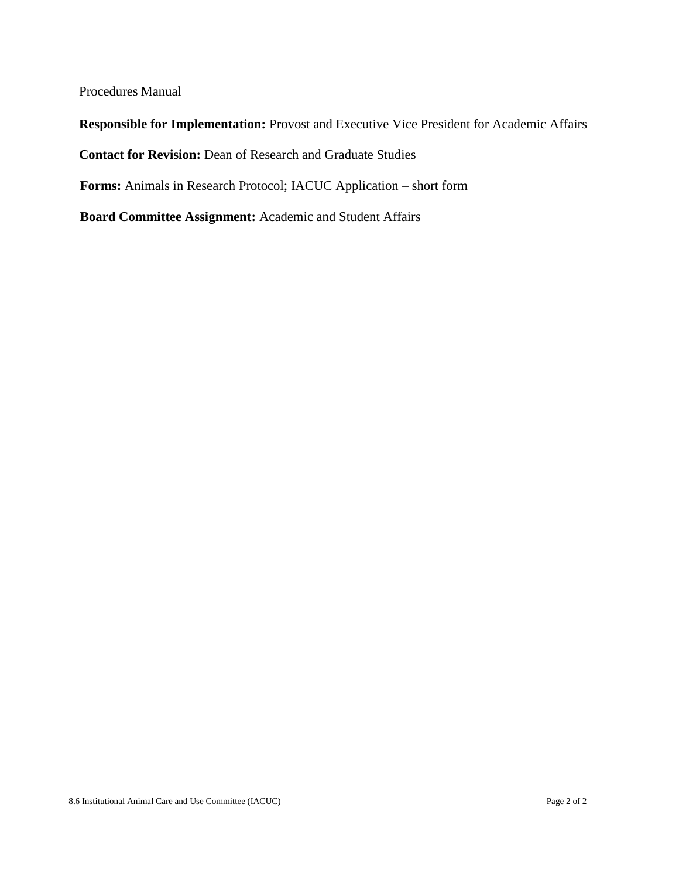Procedures Manual

**Responsible for Implementation:** Provost and Executive Vice President for Academic Affairs

**Contact for Revision:** Dean of Research and Graduate Studies

**Forms:** Animals in Research Protocol; IACUC Application – short form

**Board Committee Assignment:** Academic and Student Affairs